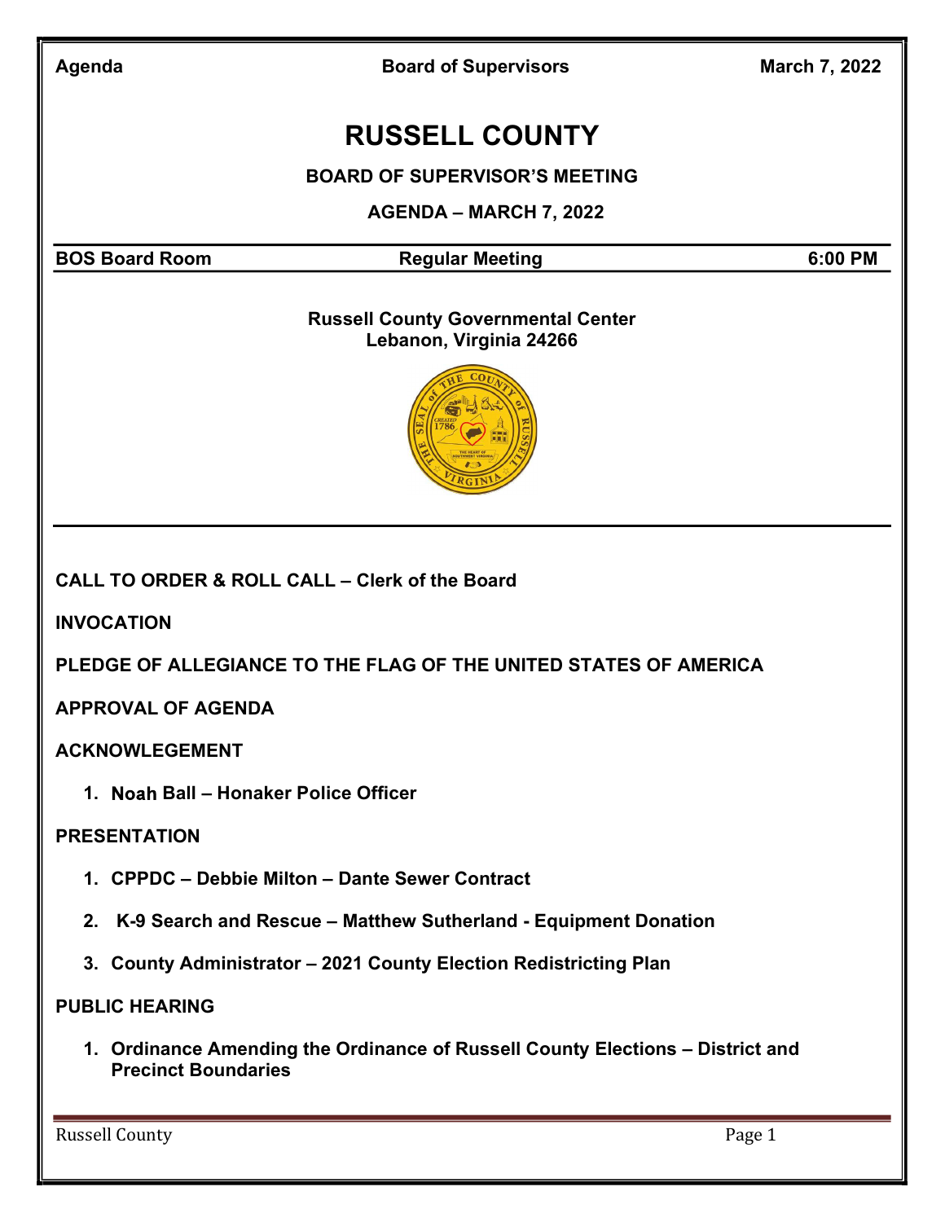# RUSSELL COUNTY

**BOARD OF SUPERVISOR'S MEETING**

**AGENDA – MARCH 7, 2022**

| **BOS Board Room** | **Regular Meeting** | **6:00 PM** |
|---|---|---|

**Russell County Governmental Center**
**Lebanon, Virginia 24266**

**CALL TO ORDER & ROLL CALL – Clerk of the Board**

**INVOCATION**

**PLEDGE OF ALLEGIANCE TO THE FLAG OF THE UNITED STATES OF AMERICA**

**APPROVAL OF AGENDA**

**ACKNOWLEGEMENT**

1. **Noah Ball – Honaker Police Officer**

**PRESENTATION**

1. **CPPDC – Debbie Milton – Dante Sewer Contract**
2. **K-9 Search and Rescue – Matthew Sutherland - Equipment Donation**
3. **County Administrator – 2021 County Election Redistricting Plan**

**PUBLIC HEARING**

1. **Ordinance Amending the Ordinance of Russell County Elections – District and Precinct Boundaries**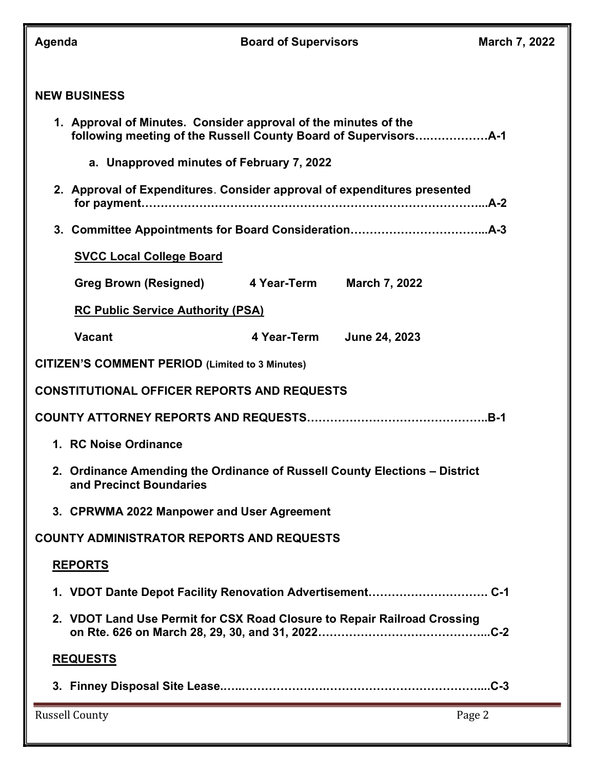**Agenda** **Board of Supervisors** **March 7, 2022**

## NEW BUSINESS

1. **Approval of Minutes. Consider approval of the minutes of the following meeting of the Russell County Board of Supervisors……………….A-1**

   a. **Unapproved minutes of February 7, 2022**

2. **Approval of Expenditures. Consider approval of expenditures presented for payment……………………………………………………………………………..A-2**

3. **Committee Appointments for Board Consideration……………………………..A-3**

   **<u>SVCC Local College Board</u>**

   | | | |
   |---|---|---|
   | **Greg Brown (Resigned)** | **4 Year-Term** | **March 7, 2022** |

   **<u>RC Public Service Authority (PSA)</u>**

   | | | |
   |---|---|---|
   | **Vacant** | **4 Year-Term** | **June 24, 2023** |

## CITIZEN'S COMMENT PERIOD (Limited to 3 Minutes)

## CONSTITUTIONAL OFFICER REPORTS AND REQUESTS

## COUNTY ATTORNEY REPORTS AND REQUESTS………………………………………..B-1

1. **RC Noise Ordinance**
2. **Ordinance Amending the Ordinance of Russell County Elections – District and Precinct Boundaries**
3. **CPRWMA 2022 Manpower and User Agreement**

## COUNTY ADMINISTRATOR REPORTS AND REQUESTS

### <u>REPORTS</u>

1. **VDOT Dante Depot Facility Renovation Advertisement…………………………. C-1**
2. **VDOT Land Use Permit for CSX Road Closure to Repair Railroad Crossing on Rte. 626 on March 28, 29, 30, and 31, 2022……………………………………...C-2**

### <u>REQUESTS</u>

3. **Finney Disposal Site Lease…..……………….………………………………………...C-3**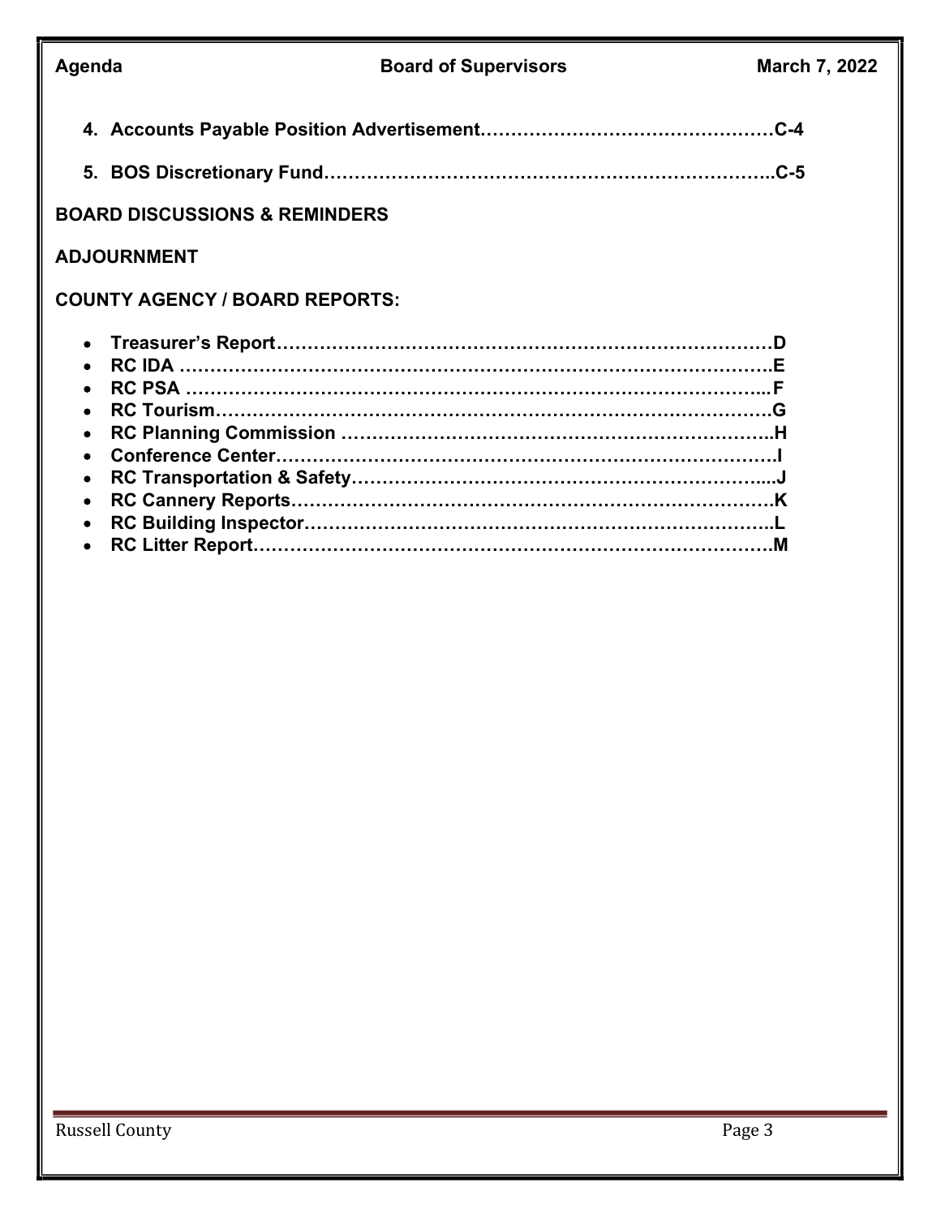4. **Accounts Payable Position Advertisement…………………………………………C-4**

5. **BOS Discretionary Fund…………………………………………………………..C-5**

## BOARD DISCUSSIONS & REMINDERS

## ADJOURNMENT

## COUNTY AGENCY / BOARD REPORTS:

- **Treasurer's Report………………………………………………………………………D**
- **RC IDA …………………………………………………………………………………….E**
- **RC PSA ……………………………………………………………………………………..F**
- **RC Tourism………………………………………………………………………………….G**
- **RC Planning Commission ……………………………………………………………..H**
- **Conference Center…………………………………………………………………………I**
- **RC Transportation & Safety……………………………………………………………..J**
- **RC Cannery Reports………………………………………………………………………K**
- **RC Building Inspector……………………………………………………………………..L**
- **RC Litter Report……………………………………………………………………………M**